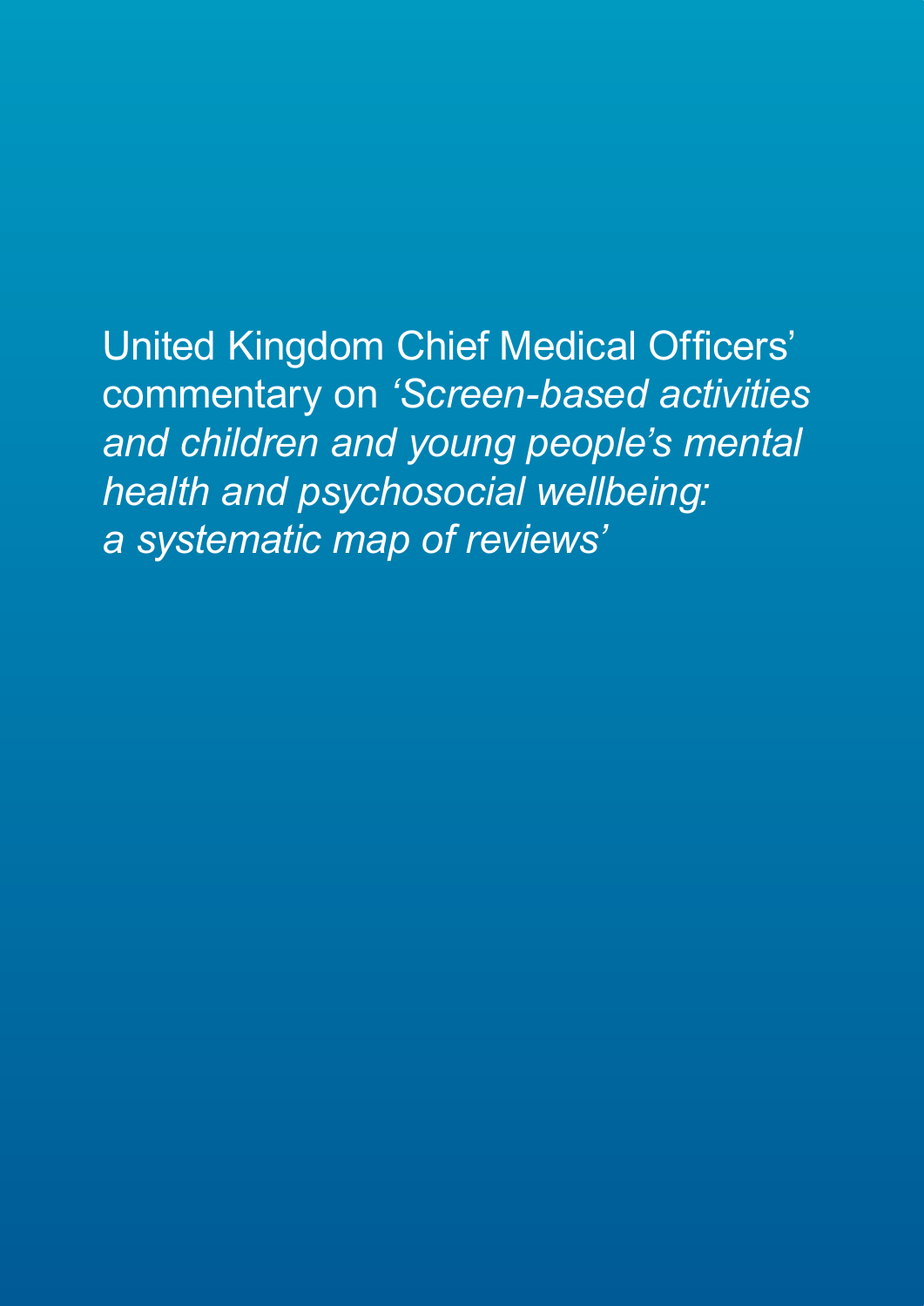# United Kingdom Chief Medical Officers' commentary on *'Screen-based activities and children and young people's mental health and psychosocial wellbeing: a systematic map of reviews'*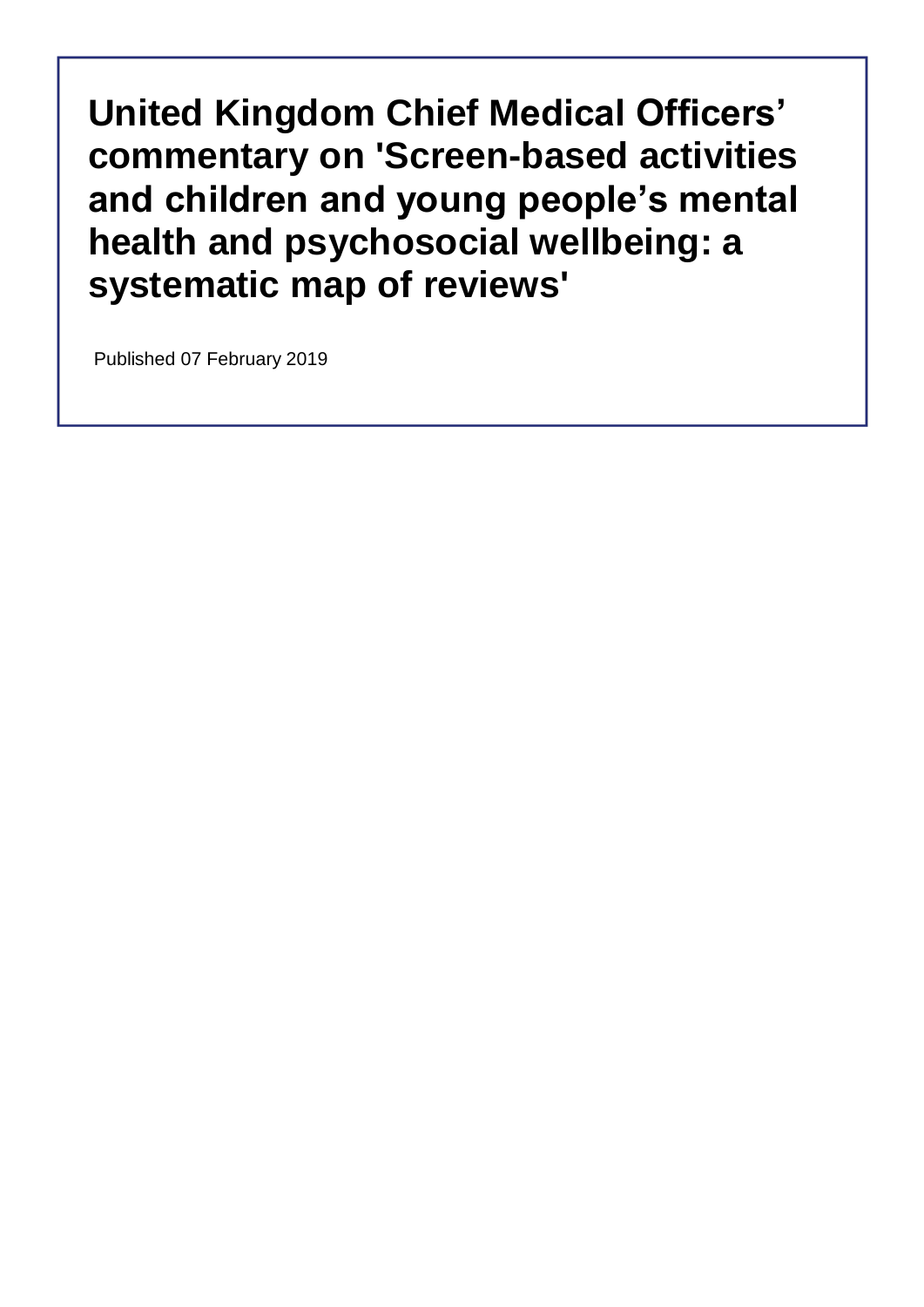# United Kingdom Chief Medical Officers' commentary on 'Screen-based activities and children and young people's mental health and psychosocial wellbeing: a systematic map of reviews'

Published 07 February 2019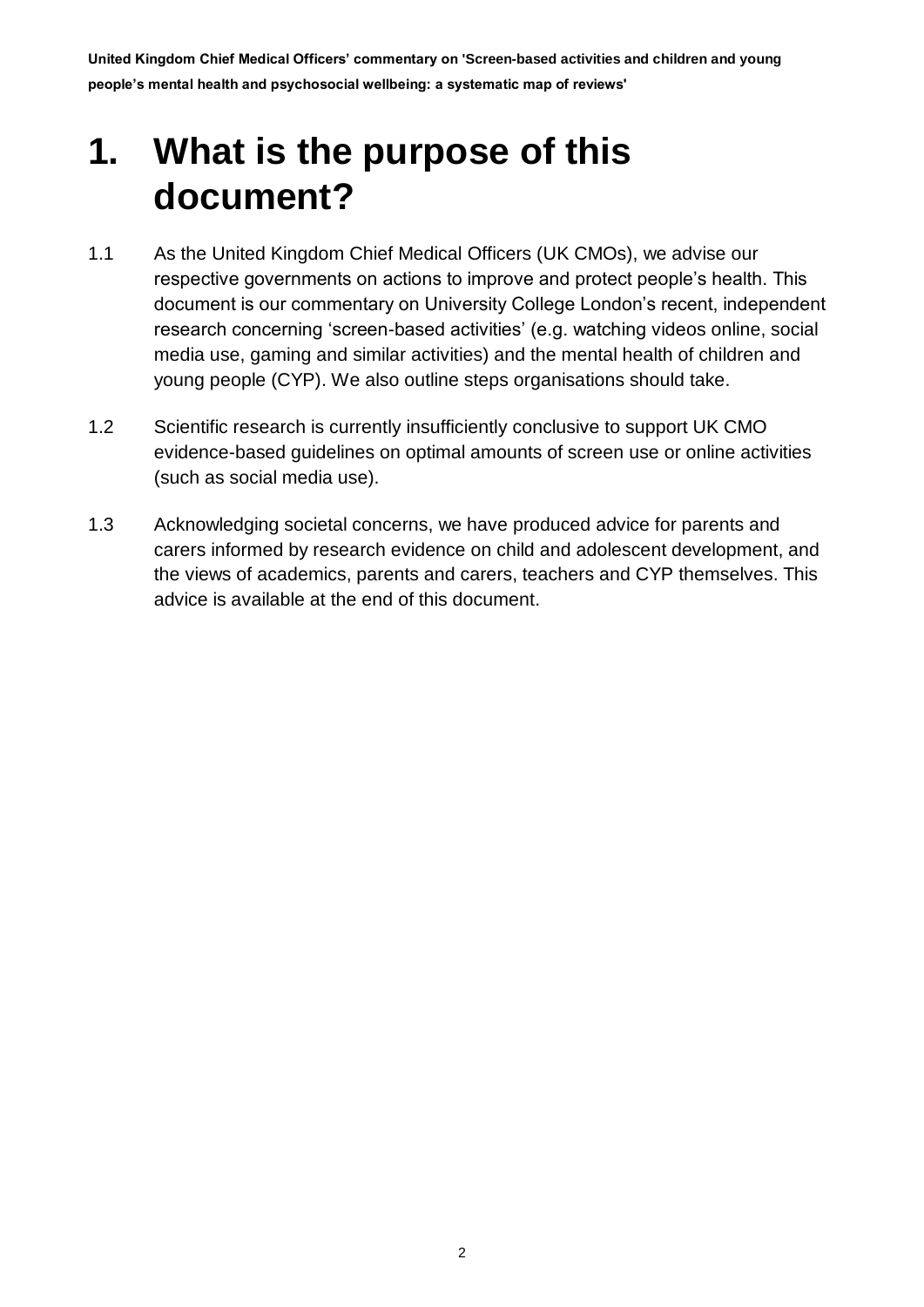# 1. What is the purpose of this document?

1.1 As the United Kingdom Chief Medical Officers (UK CMOs), we advise our respective governments on actions to improve and protect people's health. This document is our commentary on University College London's recent, independent research concerning 'screen-based activities' (e.g. watching videos online, social media use, gaming and similar activities) and the mental health of children and young people (CYP). We also outline steps organisations should take.

1.2 Scientific research is currently insufficiently conclusive to support UK CMO evidence-based guidelines on optimal amounts of screen use or online activities (such as social media use).

1.3 Acknowledging societal concerns, we have produced advice for parents and carers informed by research evidence on child and adolescent development, and the views of academics, parents and carers, teachers and CYP themselves. This advice is available at the end of this document.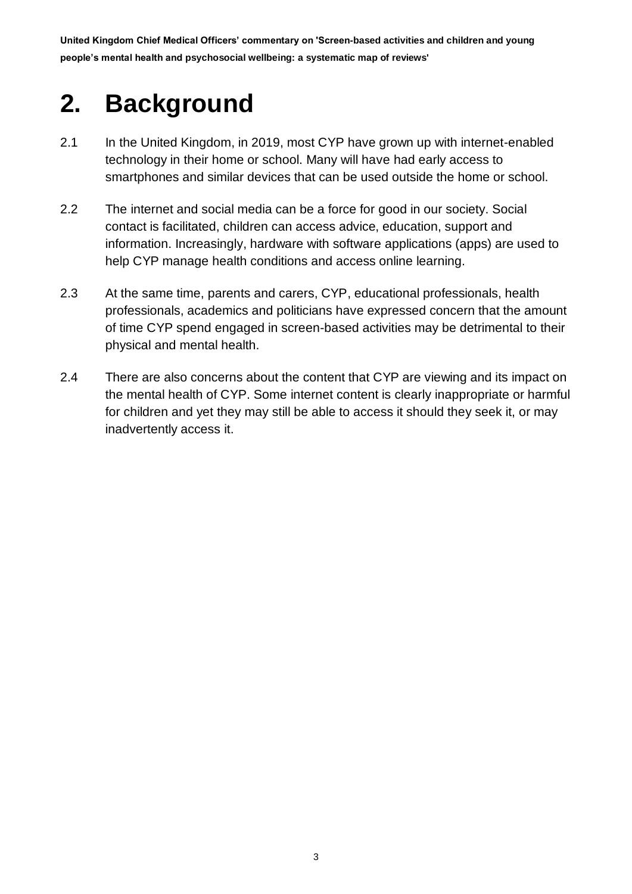# 2. Background

2.1 In the United Kingdom, in 2019, most CYP have grown up with internet-enabled technology in their home or school. Many will have had early access to smartphones and similar devices that can be used outside the home or school.

2.2 The internet and social media can be a force for good in our society. Social contact is facilitated, children can access advice, education, support and information. Increasingly, hardware with software applications (apps) are used to help CYP manage health conditions and access online learning.

2.3 At the same time, parents and carers, CYP, educational professionals, health professionals, academics and politicians have expressed concern that the amount of time CYP spend engaged in screen-based activities may be detrimental to their physical and mental health.

2.4 There are also concerns about the content that CYP are viewing and its impact on the mental health of CYP. Some internet content is clearly inappropriate or harmful for children and yet they may still be able to access it should they seek it, or may inadvertently access it.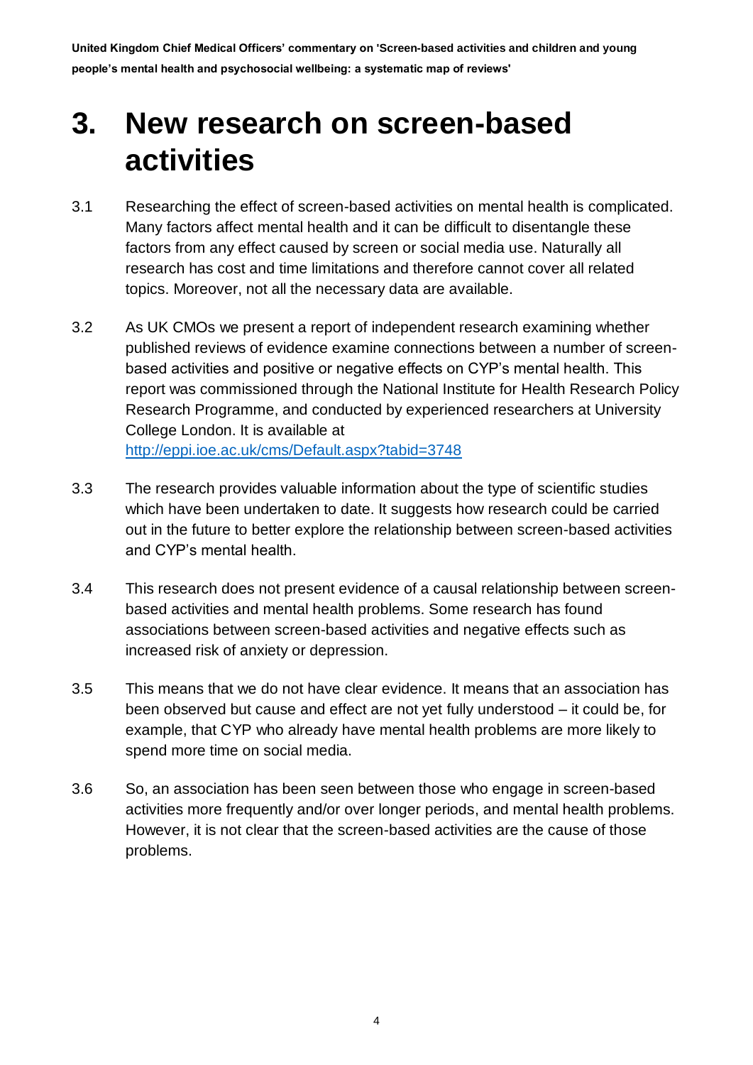# 3. New research on screen-based activities

3.1 Researching the effect of screen-based activities on mental health is complicated. Many factors affect mental health and it can be difficult to disentangle these factors from any effect caused by screen or social media use. Naturally all research has cost and time limitations and therefore cannot cover all related topics. Moreover, not all the necessary data are available.

3.2 As UK CMOs we present a report of independent research examining whether published reviews of evidence examine connections between a number of screen-based activities and positive or negative effects on CYP's mental health. This report was commissioned through the National Institute for Health Research Policy Research Programme, and conducted by experienced researchers at University College London. It is available at [http://eppi.ioe.ac.uk/cms/Default.aspx?tabid=3748](http://eppi.ioe.ac.uk/cms/Default.aspx?tabid=3748)

3.3 The research provides valuable information about the type of scientific studies which have been undertaken to date. It suggests how research could be carried out in the future to better explore the relationship between screen-based activities and CYP's mental health.

3.4 This research does not present evidence of a causal relationship between screen-based activities and mental health problems. Some research has found associations between screen-based activities and negative effects such as increased risk of anxiety or depression.

3.5 This means that we do not have clear evidence. It means that an association has been observed but cause and effect are not yet fully understood – it could be, for example, that CYP who already have mental health problems are more likely to spend more time on social media.

3.6 So, an association has been seen between those who engage in screen-based activities more frequently and/or over longer periods, and mental health problems. However, it is not clear that the screen-based activities are the cause of those problems.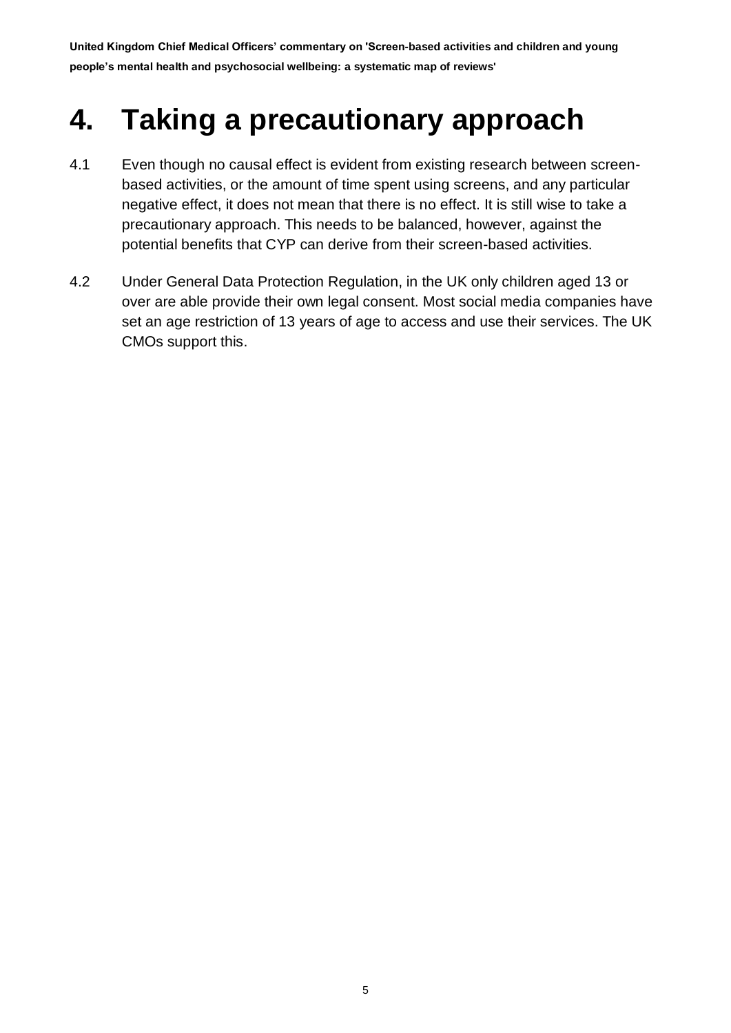# 4. Taking a precautionary approach

4.1 Even though no causal effect is evident from existing research between screen-based activities, or the amount of time spent using screens, and any particular negative effect, it does not mean that there is no effect. It is still wise to take a precautionary approach. This needs to be balanced, however, against the potential benefits that CYP can derive from their screen-based activities.

4.2 Under General Data Protection Regulation, in the UK only children aged 13 or over are able provide their own legal consent. Most social media companies have set an age restriction of 13 years of age to access and use their services. The UK CMOs support this.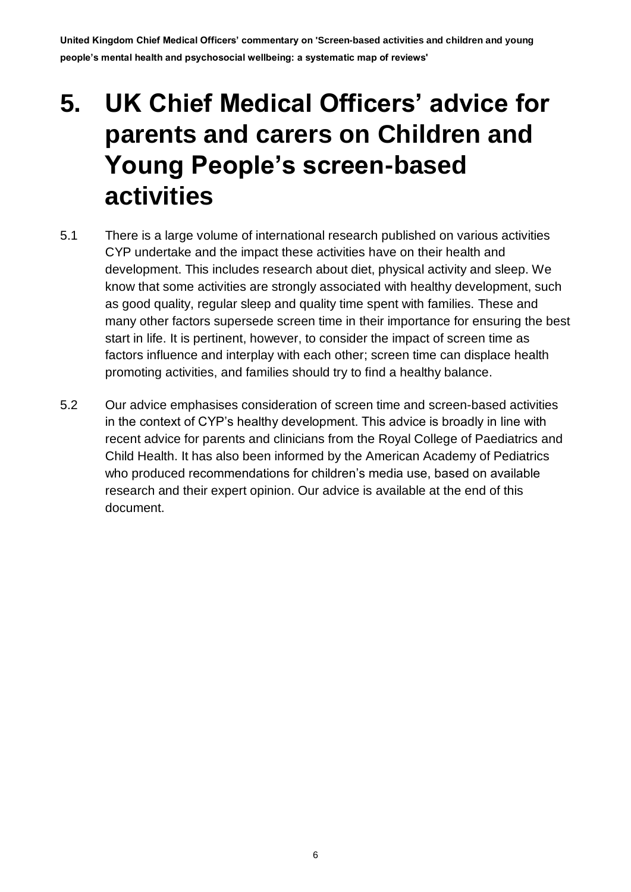# 5. UK Chief Medical Officers' advice for parents and carers on Children and Young People's screen-based activities

5.1 There is a large volume of international research published on various activities CYP undertake and the impact these activities have on their health and development. This includes research about diet, physical activity and sleep. We know that some activities are strongly associated with healthy development, such as good quality, regular sleep and quality time spent with families. These and many other factors supersede screen time in their importance for ensuring the best start in life. It is pertinent, however, to consider the impact of screen time as factors influence and interplay with each other; screen time can displace health promoting activities, and families should try to find a healthy balance.

5.2 Our advice emphasises consideration of screen time and screen-based activities in the context of CYP's healthy development. This advice is broadly in line with recent advice for parents and clinicians from the Royal College of Paediatrics and Child Health. It has also been informed by the American Academy of Pediatrics who produced recommendations for children's media use, based on available research and their expert opinion. Our advice is available at the end of this document.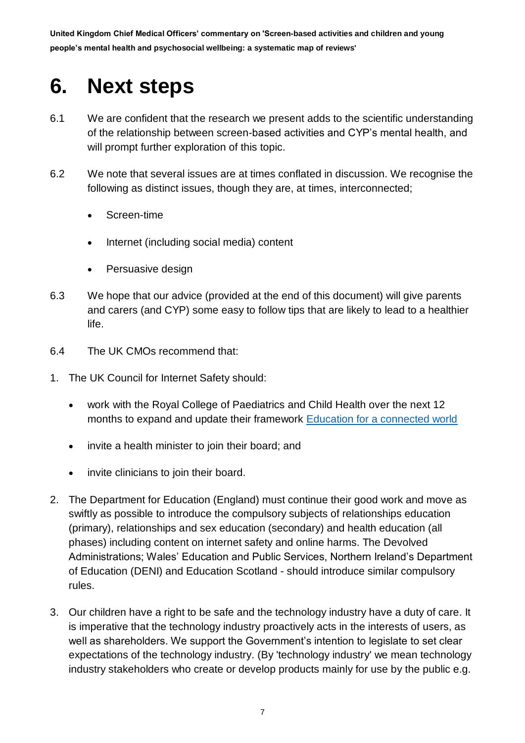# 6. Next steps

6.1 We are confident that the research we present adds to the scientific understanding of the relationship between screen-based activities and CYP's mental health, and will prompt further exploration of this topic.

6.2 We note that several issues are at times conflated in discussion. We recognise the following as distinct issues, though they are, at times, interconnected;

- Screen-time
- Internet (including social media) content
- Persuasive design

6.3 We hope that our advice (provided at the end of this document) will give parents and carers (and CYP) some easy to follow tips that are likely to lead to a healthier life.

6.4 The UK CMOs recommend that:

1. The UK Council for Internet Safety should:
   - work with the Royal College of Paediatrics and Child Health over the next 12 months to expand and update their framework [Education for a connected world]
   - invite a health minister to join their board; and
   - invite clinicians to join their board.
2. The Department for Education (England) must continue their good work and move as swiftly as possible to introduce the compulsory subjects of relationships education (primary), relationships and sex education (secondary) and health education (all phases) including content on internet safety and online harms. The Devolved Administrations; Wales' Education and Public Services, Northern Ireland's Department of Education (DENI) and Education Scotland - should introduce similar compulsory rules.
3. Our children have a right to be safe and the technology industry have a duty of care. It is imperative that the technology industry proactively acts in the interests of users, as well as shareholders. We support the Government's intention to legislate to set clear expectations of the technology industry. (By 'technology industry' we mean technology industry stakeholders who create or develop products mainly for use by the public e.g.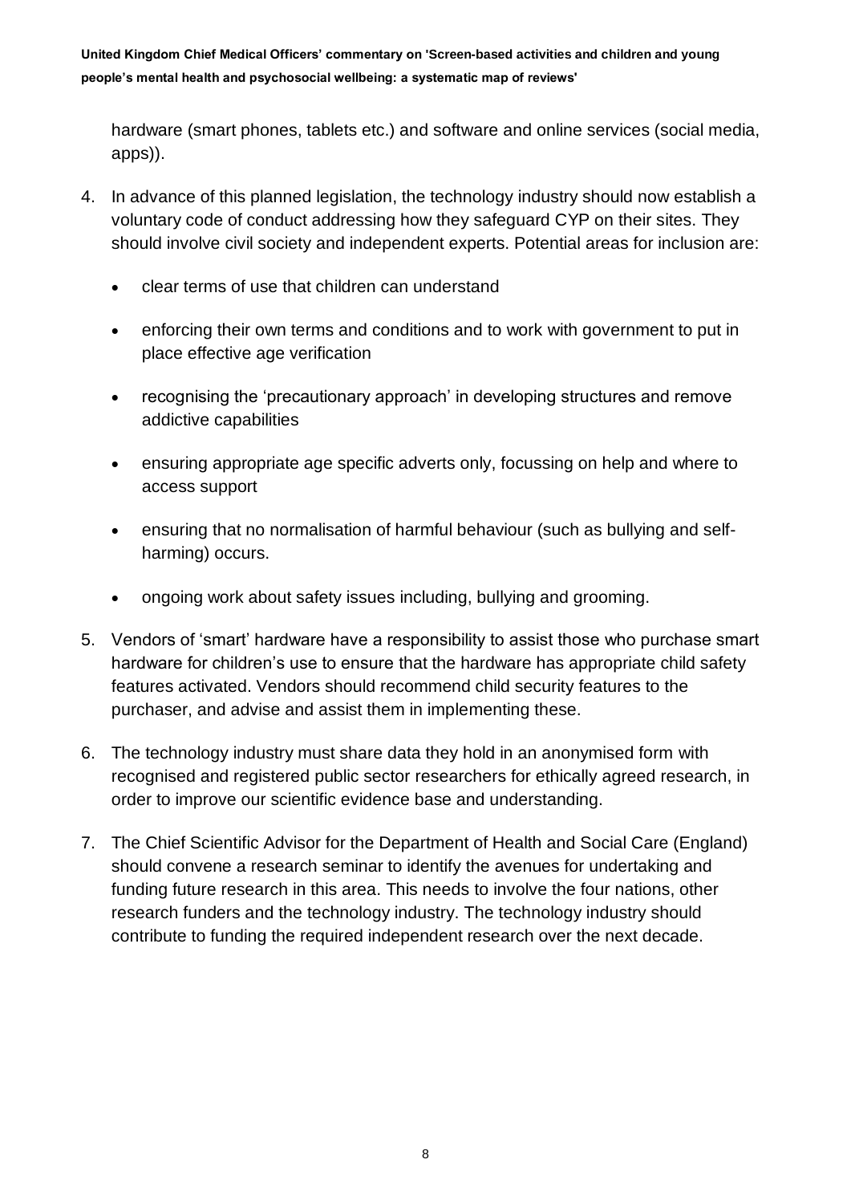hardware (smart phones, tablets etc.) and software and online services (social media, apps)).

4. In advance of this planned legislation, the technology industry should now establish a voluntary code of conduct addressing how they safeguard CYP on their sites. They should involve civil society and independent experts. Potential areas for inclusion are:

    - clear terms of use that children can understand
    - enforcing their own terms and conditions and to work with government to put in place effective age verification
    - recognising the 'precautionary approach' in developing structures and remove addictive capabilities
    - ensuring appropriate age specific adverts only, focussing on help and where to access support
    - ensuring that no normalisation of harmful behaviour (such as bullying and self-harming) occurs.
    - ongoing work about safety issues including, bullying and grooming.

5. Vendors of 'smart' hardware have a responsibility to assist those who purchase smart hardware for children's use to ensure that the hardware has appropriate child safety features activated. Vendors should recommend child security features to the purchaser, and advise and assist them in implementing these.

6. The technology industry must share data they hold in an anonymised form with recognised and registered public sector researchers for ethically agreed research, in order to improve our scientific evidence base and understanding.

7. The Chief Scientific Advisor for the Department of Health and Social Care (England) should convene a research seminar to identify the avenues for undertaking and funding future research in this area. This needs to involve the four nations, other research funders and the technology industry. The technology industry should contribute to funding the required independent research over the next decade.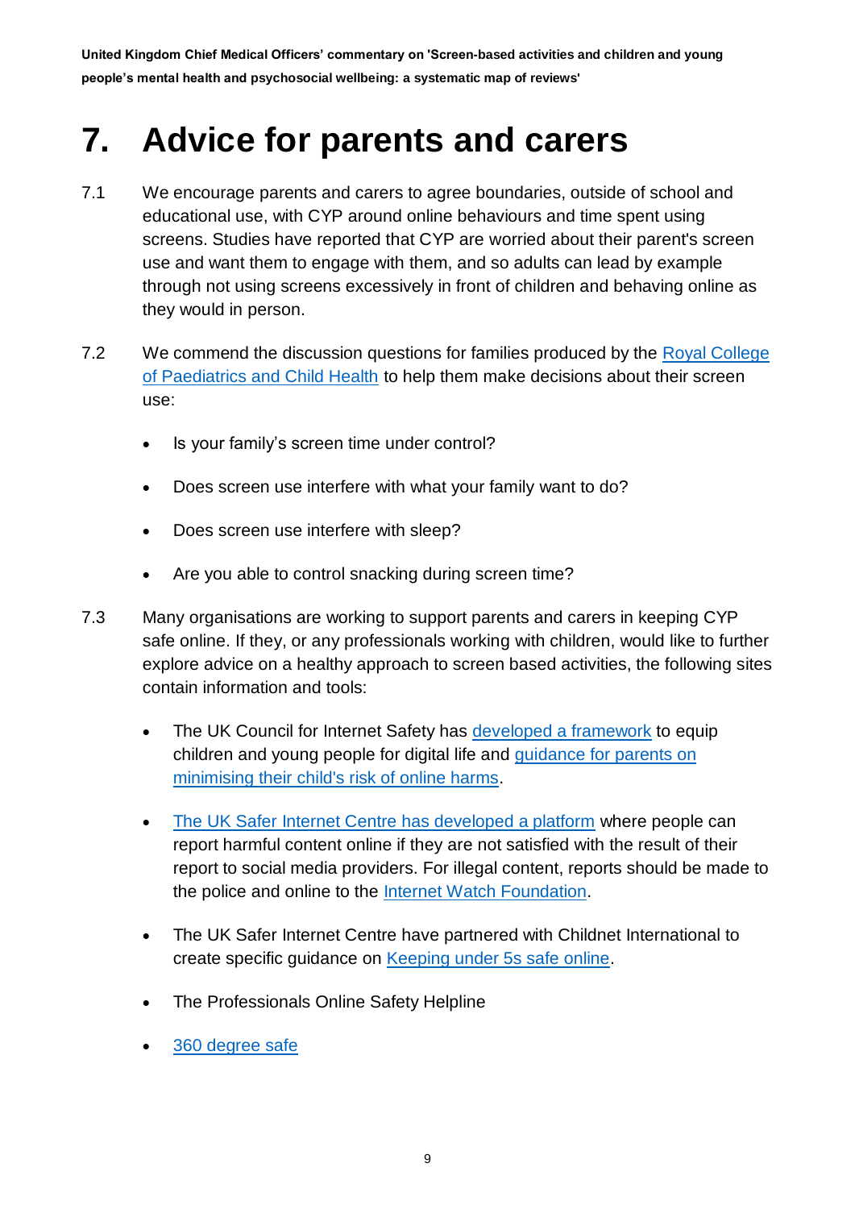# 7. Advice for parents and carers

7.1 We encourage parents and carers to agree boundaries, outside of school and educational use, with CYP around online behaviours and time spent using screens. Studies have reported that CYP are worried about their parent's screen use and want them to engage with them, and so adults can lead by example through not using screens excessively in front of children and behaving online as they would in person.

7.2 We commend the discussion questions for families produced by the Royal College of Paediatrics and Child Health to help them make decisions about their screen use:

- Is your family's screen time under control?
- Does screen use interfere with what your family want to do?
- Does screen use interfere with sleep?
- Are you able to control snacking during screen time?

7.3 Many organisations are working to support parents and carers in keeping CYP safe online. If they, or any professionals working with children, would like to further explore advice on a healthy approach to screen based activities, the following sites contain information and tools:

- The UK Council for Internet Safety has developed a framework to equip children and young people for digital life and guidance for parents on minimising their child's risk of online harms.
- The UK Safer Internet Centre has developed a platform where people can report harmful content online if they are not satisfied with the result of their report to social media providers. For illegal content, reports should be made to the police and online to the Internet Watch Foundation.
- The UK Safer Internet Centre have partnered with Childnet International to create specific guidance on Keeping under 5s safe online.
- The Professionals Online Safety Helpline
- 360 degree safe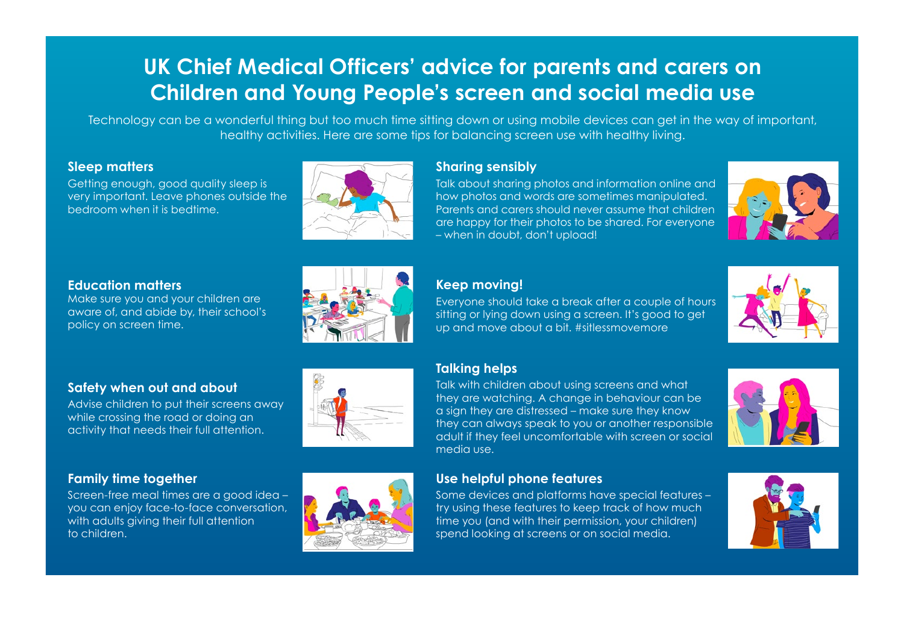# UK Chief Medical Officers' advice for parents and carers on Children and Young People's screen and social media use

Technology can be a wonderful thing but too much time sitting down or using mobile devices can get in the way of important, healthy activities. Here are some tips for balancing screen use with healthy living.

### Sleep matters

Getting enough, good quality sleep is very important. Leave phones outside the bedroom when it is bedtime.

### Education matters

Make sure you and your children are aware of, and abide by, their school's policy on screen time.

### Safety when out and about

Advise children to put their screens away while crossing the road or doing an activity that needs their full attention.

### Family time together

Screen-free meal times are a good idea – you can enjoy face-to-face conversation, with adults giving their full attention to children.

### Sharing sensibly

Talk about sharing photos and information online and how photos and words are sometimes manipulated. Parents and carers should never assume that children are happy for their photos to be shared. For everyone – when in doubt, don't upload!

### Keep moving!

Everyone should take a break after a couple of hours sitting or lying down using a screen. It's good to get up and move about a bit. #sitlessmovemore

### Talking helps

Talk with children about using screens and what they are watching. A change in behaviour can be a sign they are distressed – make sure they know they can always speak to you or another responsible adult if they feel uncomfortable with screen or social media use.

### Use helpful phone features

Some devices and platforms have special features – try using these features to keep track of how much time you (and with their permission, your children) spend looking at screens or on social media.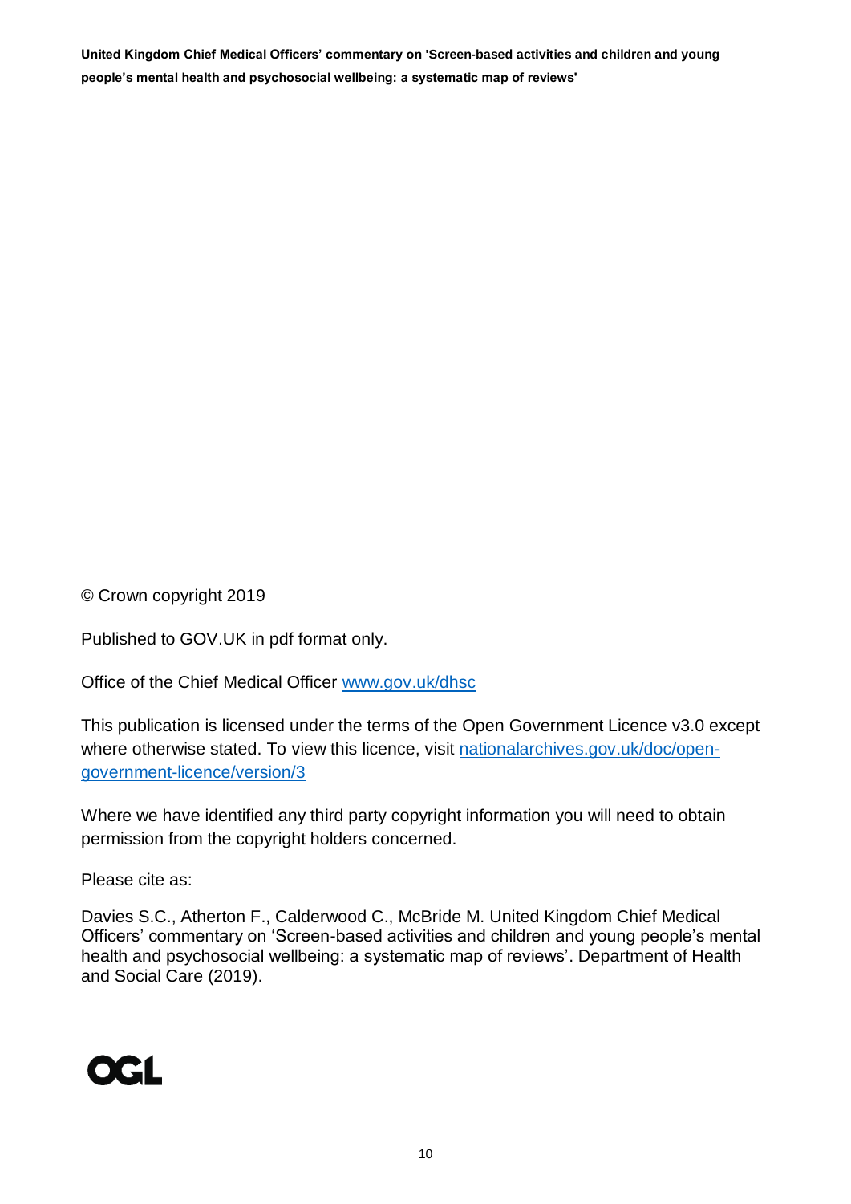© Crown copyright 2019

Published to GOV.UK in pdf format only.

Office of the Chief Medical Officer [www.gov.uk/dhsc](http://www.gov.uk/dhsc)

This publication is licensed under the terms of the Open Government Licence v3.0 except where otherwise stated. To view this licence, visit [nationalarchives.gov.uk/doc/open-government-licence/version/3](http://nationalarchives.gov.uk/doc/open-government-licence/version/3)

Where we have identified any third party copyright information you will need to obtain permission from the copyright holders concerned.

Please cite as:

Davies S.C., Atherton F., Calderwood C., McBride M. United Kingdom Chief Medical Officers' commentary on 'Screen-based activities and children and young people's mental health and psychosocial wellbeing: a systematic map of reviews'. Department of Health and Social Care (2019).

OGL